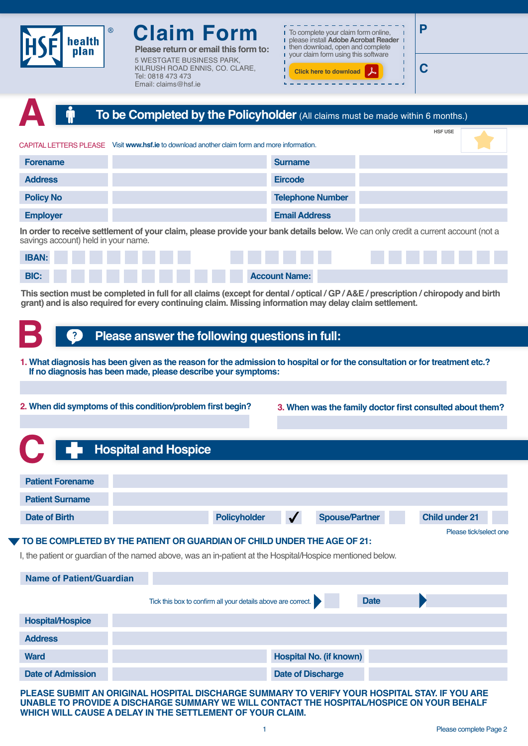# HSF health plan®

# Claim Form

**Please return or email this form to:**

5 WESTGATE BUSINESS PARK,
KILRUSH ROAD ENNIS, CO. CLARE,
Tel: 0818 473 473
Email: claims@hsf.ie

To complete your claim form online, please install **Adobe Acrobat Reader** then download, open and complete your claim form using this software

Click here to download

P

C

## A — To be Completed by the Policyholder (All claims must be made within 6 months.)

HSF USE

CAPITAL LETTERS PLEASE Visit **www.hsf.ie** to download another claim form and more information.

| Forename | | Surname | |
|---|---|---|---|
| Address | | Eircode | |
| Policy No | | Telephone Number | |
| Employer | | Email Address | |

**In order to receive settlement of your claim, please provide your bank details below.** We can only credit a current account (not a savings account) held in your name.

IBAN:

BIC: Account Name:

**This section must be completed in full for all claims (except for dental / optical / GP / A&E / prescription / chiropody and birth grant) and is also required for every continuing claim. Missing information may delay claim settlement.**

## B — Please answer the following questions in full:

1. **What diagnosis has been given as the reason for the admission to hospital or for the consultation or for treatment etc.? If no diagnosis has been made, please describe your symptoms:**

2. **When did symptoms of this condition/problem first begin?**

3. **When was the family doctor first consulted about them?**

## C — Hospital and Hospice

| Patient Forename | | | | | | |
|---|---|---|---|---|---|---|
| Patient Surname | | | | | | |
| Date of Birth | | Policyholder | ✓ | Spouse/Partner | Child under 21 | |

Please tick/select one

**TO BE COMPLETED BY THE PATIENT OR GUARDIAN OF CHILD UNDER THE AGE OF 21:**

I, the patient or guardian of the named above, was an in-patient at the Hospital/Hospice mentioned below.

Name of Patient/Guardian

Tick this box to confirm all your details above are correct. Date

| Hospital/Hospice | | | |
|---|---|---|---|
| Address | | | |
| Ward | | Hospital No. (if known) | |
| Date of Admission | | Date of Discharge | |

**PLEASE SUBMIT AN ORIGINAL HOSPITAL DISCHARGE SUMMARY TO VERIFY YOUR HOSPITAL STAY. IF YOU ARE UNABLE TO PROVIDE A DISCHARGE SUMMARY WE WILL CONTACT THE HOSPITAL/HOSPICE ON YOUR BEHALF WHICH WILL CAUSE A DELAY IN THE SETTLEMENT OF YOUR CLAIM.**

Please complete Page 2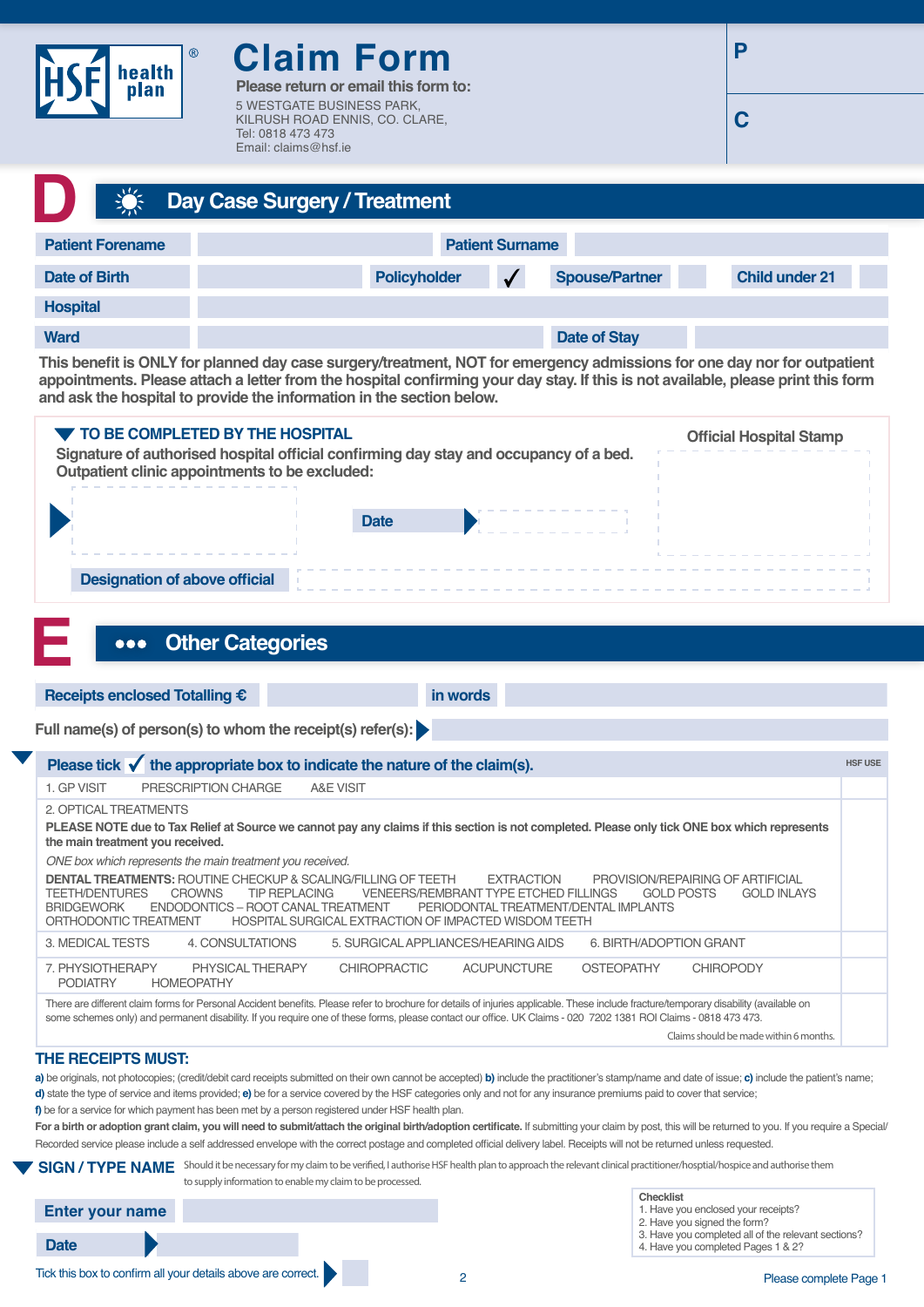# Claim Form

HSF health plan®

**Please return or email this form to:**

5 WESTGATE BUSINESS PARK,
KILRUSH ROAD ENNIS, CO. CLARE,
Tel: 0818 473 473
Email: claims@hsf.ie

P

C

## D Day Case Surgery / Treatment

| | | | |
|---|---|---|---|
| **Patient Forename** | | **Patient Surname** | |
| **Date of Birth** | | **Policyholder** ✓ | **Spouse/Partner** / **Child under 21** |
| **Hospital** | | | |
| **Ward** | | **Date of Stay** | |

**This benefit is ONLY for planned day case surgery/treatment, NOT for emergency admissions for one day nor for outpatient appointments. Please attach a letter from the hospital confirming your day stay. If this is not available, please print this form and ask the hospital to provide the information in the section below.**

**TO BE COMPLETED BY THE HOSPITAL**

**Signature of authorised hospital official confirming day stay and occupancy of a bed. Outpatient clinic appointments to be excluded:**

**Date**

**Official Hospital Stamp**

**Designation of above official**

## E Other Categories

**Receipts enclosed Totalling €** ______ **in words** ______

**Full name(s) of person(s) to whom the receipt(s) refer(s):**

| **Please tick ✓ the appropriate box to indicate the nature of the claim(s).** | HSF USE |
|---|---|
| 1. GP VISIT PRESCRIPTION CHARGE A&E VISIT | |
| 2. OPTICAL TREATMENTS<br>**PLEASE NOTE due to Tax Relief at Source we cannot pay any claims if this section is not completed. Please only tick ONE box which represents the main treatment you received.**<br>*ONE box which represents the main treatment you received.*<br>**DENTAL TREATMENTS:** ROUTINE CHECKUP & SCALING/FILLING OF TEETH EXTRACTION PROVISION/REPAIRING OF ARTIFICIAL TEETH/DENTURES CROWNS TIP REPLACING VENEERS/REMBRANT TYPE ETCHED FILLINGS GOLD POSTS GOLD INLAYS BRIDGEWORK ENDODONTICS – ROOT CANAL TREATMENT PERIODONTAL TREATMENT/DENTAL IMPLANTS ORTHODONTIC TREATMENT HOSPITAL SURGICAL EXTRACTION OF IMPACTED WISDOM TEETH | |
| 3. MEDICAL TESTS 4. CONSULTATIONS 5. SURGICAL APPLIANCES/HEARING AIDS 6. BIRTH/ADOPTION GRANT | |
| 7. PHYSIOTHERAPY PHYSICAL THERAPY CHIROPRACTIC ACUPUNCTURE OSTEOPATHY CHIROPODY PODIATRY HOMEOPATHY | |
| There are different claim forms for Personal Accident benefits. Please refer to brochure for details of injuries applicable. These include fracture/temporary disability (available on some schemes only) and permanent disability. If you require one of these forms, please contact our office. UK Claims - 020 7202 1381 ROI Claims - 0818 473 473.<br>Claims should be made within 6 months. | |

### THE RECEIPTS MUST:

**a)** be originals, not photocopies; (credit/debit card receipts submitted on their own cannot be accepted) **b)** include the practitioner's stamp/name and date of issue; **c)** include the patient's name; **d)** state the type of service and items provided; **e)** be for a service covered by the HSF categories only and not for any insurance premiums paid to cover that service; **f)** be for a service for which payment has been met by a person registered under HSF health plan.

**For a birth or adoption grant claim, you will need to submit/attach the original birth/adoption certificate.** If submitting your claim by post, this will be returned to you. If you require a Special/Recorded service please include a self addressed envelope with the correct postage and completed official delivery label. Receipts will not be returned unless requested.

### SIGN / TYPE NAME

Should it be necessary for my claim to be verified, I authorise HSF health plan to approach the relevant clinical practitioner/hosptial/hospice and authorise them to supply information to enable my claim to be processed.

**Enter your name**

**Date**

Tick this box to confirm all your details above are correct.

**Checklist**

1. Have you enclosed your receipts?
2. Have you signed the form?
3. Have you completed all of the relevant sections?
4. Have you completed Pages 1 & 2?

Please complete Page 1